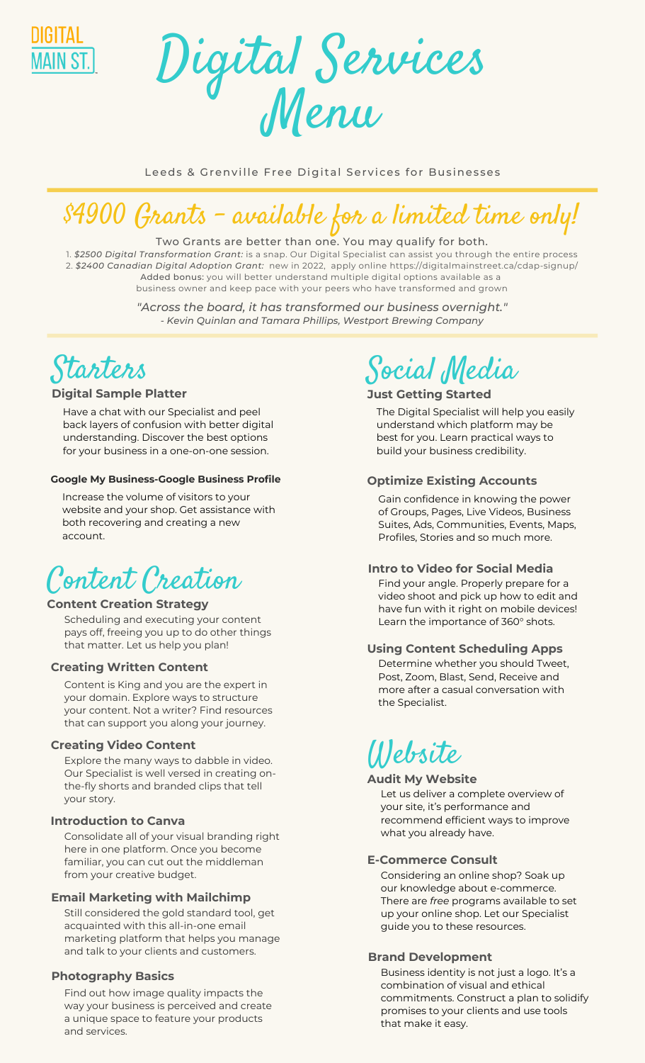DIGITAL MAIN ST.

# Digital Services Menu

Leeds & Grenville Free Digital Services for Businesses

## $4900 Grants - available for a limited time only!

Two Grants are better than one. You may qualify for both.

1. *$2500 Digital Transformation Grant:* is a snap. Our Digital Specialist can assist you through the entire process
2. *$2400 Canadian Digital Adoption Grant:* new in 2022, apply online https://digitalmainstreet.ca/cdap-signup/

Added bonus: you will better understand multiple digital options available as a business owner and keep pace with your peers who have transformed and grown

*"Across the board, it has transformed our business overnight."*
*- Kevin Quinlan and Tamara Phillips, Westport Brewing Company*

## Starters

### Digital Sample Platter

Have a chat with our Specialist and peel back layers of confusion with better digital understanding. Discover the best options for your business in a one-on-one session.

### Google My Business-Google Business Profile

Increase the volume of visitors to your website and your shop. Get assistance with both recovering and creating a new account.

## Content Creation

### Content Creation Strategy

Scheduling and executing your content pays off, freeing you up to do other things that matter. Let us help you plan!

### Creating Written Content

Content is King and you are the expert in your domain. Explore ways to structure your content. Not a writer? Find resources that can support you along your journey.

### Creating Video Content

Explore the many ways to dabble in video. Our Specialist is well versed in creating on-the-fly shorts and branded clips that tell your story.

### Introduction to Canva

Consolidate all of your visual branding right here in one platform. Once you become familiar, you can cut out the middleman from your creative budget.

### Email Marketing with Mailchimp

Still considered the gold standard tool, get acquainted with this all-in-one email marketing platform that helps you manage and talk to your clients and customers.

### Photography Basics

Find out how image quality impacts the way your business is perceived and create a unique space to feature your products and services.

## Social Media

### Just Getting Started

The Digital Specialist will help you easily understand which platform may be best for you. Learn practical ways to build your business credibility.

### Optimize Existing Accounts

Gain confidence in knowing the power of Groups, Pages, Live Videos, Business Suites, Ads, Communities, Events, Maps, Profiles, Stories and so much more.

### Intro to Video for Social Media

Find your angle. Properly prepare for a video shoot and pick up how to edit and have fun with it right on mobile devices! Learn the importance of 360° shots.

### Using Content Scheduling Apps

Determine whether you should Tweet, Post, Zoom, Blast, Send, Receive and more after a casual conversation with the Specialist.

## Website

### Audit My Website

Let us deliver a complete overview of your site, it's performance and recommend efficient ways to improve what you already have.

### E-Commerce Consult

Considering an online shop? Soak up our knowledge about e-commerce. There are *free* programs available to set up your online shop. Let our Specialist guide you to these resources.

### Brand Development

Business identity is not just a logo. It's a combination of visual and ethical commitments. Construct a plan to solidify promises to your clients and use tools that make it easy.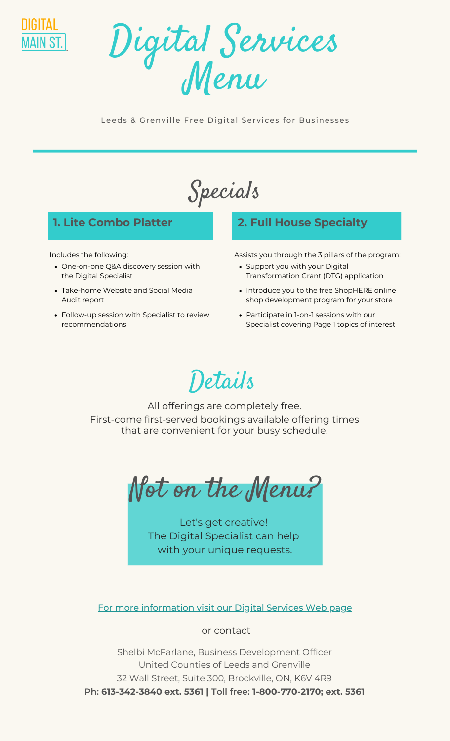DIGITAL MAIN ST.

# Digital Services Menu

Leeds & Grenville Free Digital Services for Businesses

## Specials

### 1. Lite Combo Platter

Includes the following:

- One-on-one Q&A discovery session with the Digital Specialist
- Take-home Website and Social Media Audit report
- Follow-up session with Specialist to review recommendations

### 2. Full House Specialty

Assists you through the 3 pillars of the program:

- Support you with your Digital Transformation Grant (DTG) application
- Introduce you to the free ShopHERE online shop development program for your store
- Participate in 1-on-1 sessions with our Specialist covering Page 1 topics of interest

## Details

All offerings are completely free.
First-come first-served bookings available offering times that are convenient for your busy schedule.

## Not on the Menu?

Let's get creative!
The Digital Specialist can help with your unique requests.

For more information visit our Digital Services Web page

or contact

Shelbi McFarlane, Business Development Officer
United Counties of Leeds and Grenville
32 Wall Street, Suite 300, Brockville, ON, K6V 4R9
**Ph: 613-342-3840 ext. 5361 | Toll free: 1-800-770-2170; ext. 5361**